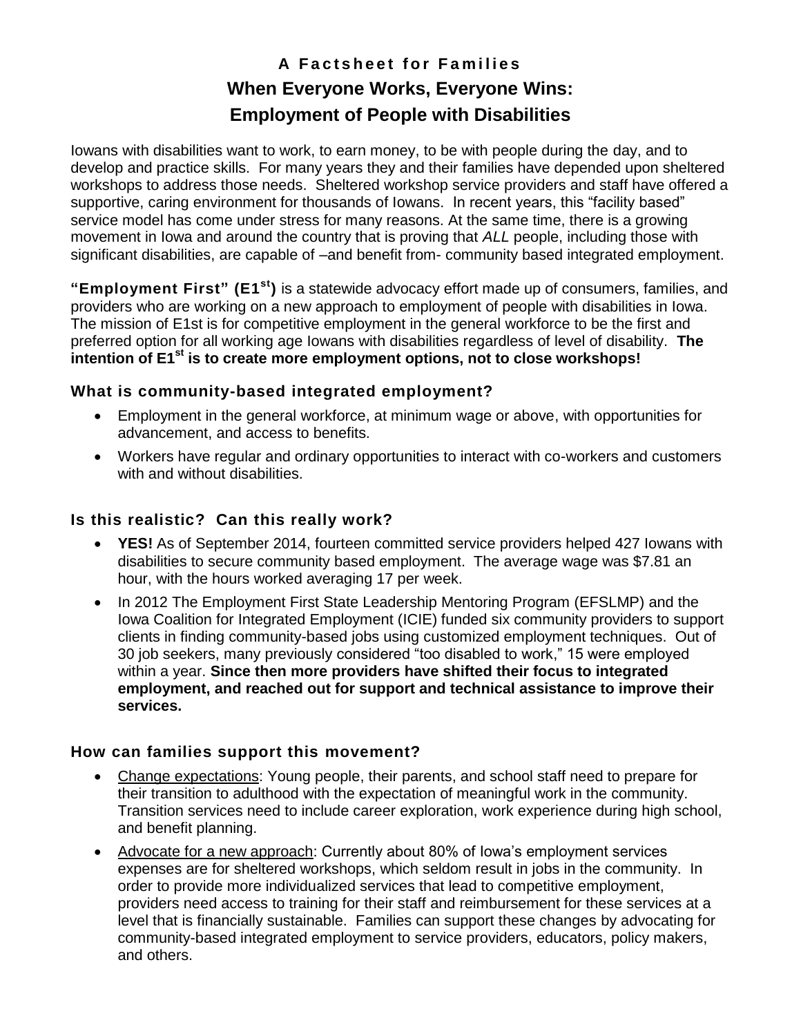# A Factsheet for Families

# When Everyone Works, Everyone Wins: Employment of People with Disabilities

Iowans with disabilities want to work, to earn money, to be with people during the day, and to develop and practice skills. For many years they and their families have depended upon sheltered workshops to address those needs. Sheltered workshop service providers and staff have offered a supportive, caring environment for thousands of Iowans. In recent years, this "facility based" service model has come under stress for many reasons. At the same time, there is a growing movement in Iowa and around the country that is proving that *ALL* people, including those with significant disabilities, are capable of –and benefit from- community based integrated employment.

**"Employment First" (E1st)** is a statewide advocacy effort made up of consumers, families, and providers who are working on a new approach to employment of people with disabilities in Iowa. The mission of E1st is for competitive employment in the general workforce to be the first and preferred option for all working age Iowans with disabilities regardless of level of disability. **The intention of E1st is to create more employment options, not to close workshops!**

## What is community-based integrated employment?

- Employment in the general workforce, at minimum wage or above, with opportunities for advancement, and access to benefits.
- Workers have regular and ordinary opportunities to interact with co-workers and customers with and without disabilities.

## Is this realistic? Can this really work?

- **YES!** As of September 2014, fourteen committed service providers helped 427 Iowans with disabilities to secure community based employment. The average wage was $7.81 an hour, with the hours worked averaging 17 per week.
- In 2012 The Employment First State Leadership Mentoring Program (EFSLMP) and the Iowa Coalition for Integrated Employment (ICIE) funded six community providers to support clients in finding community-based jobs using customized employment techniques. Out of 30 job seekers, many previously considered "too disabled to work," 15 were employed within a year. **Since then more providers have shifted their focus to integrated employment, and reached out for support and technical assistance to improve their services.**

## How can families support this movement?

- Change expectations: Young people, their parents, and school staff need to prepare for their transition to adulthood with the expectation of meaningful work in the community. Transition services need to include career exploration, work experience during high school, and benefit planning.
- Advocate for a new approach: Currently about 80% of Iowa's employment services expenses are for sheltered workshops, which seldom result in jobs in the community. In order to provide more individualized services that lead to competitive employment, providers need access to training for their staff and reimbursement for these services at a level that is financially sustainable. Families can support these changes by advocating for community-based integrated employment to service providers, educators, policy makers, and others.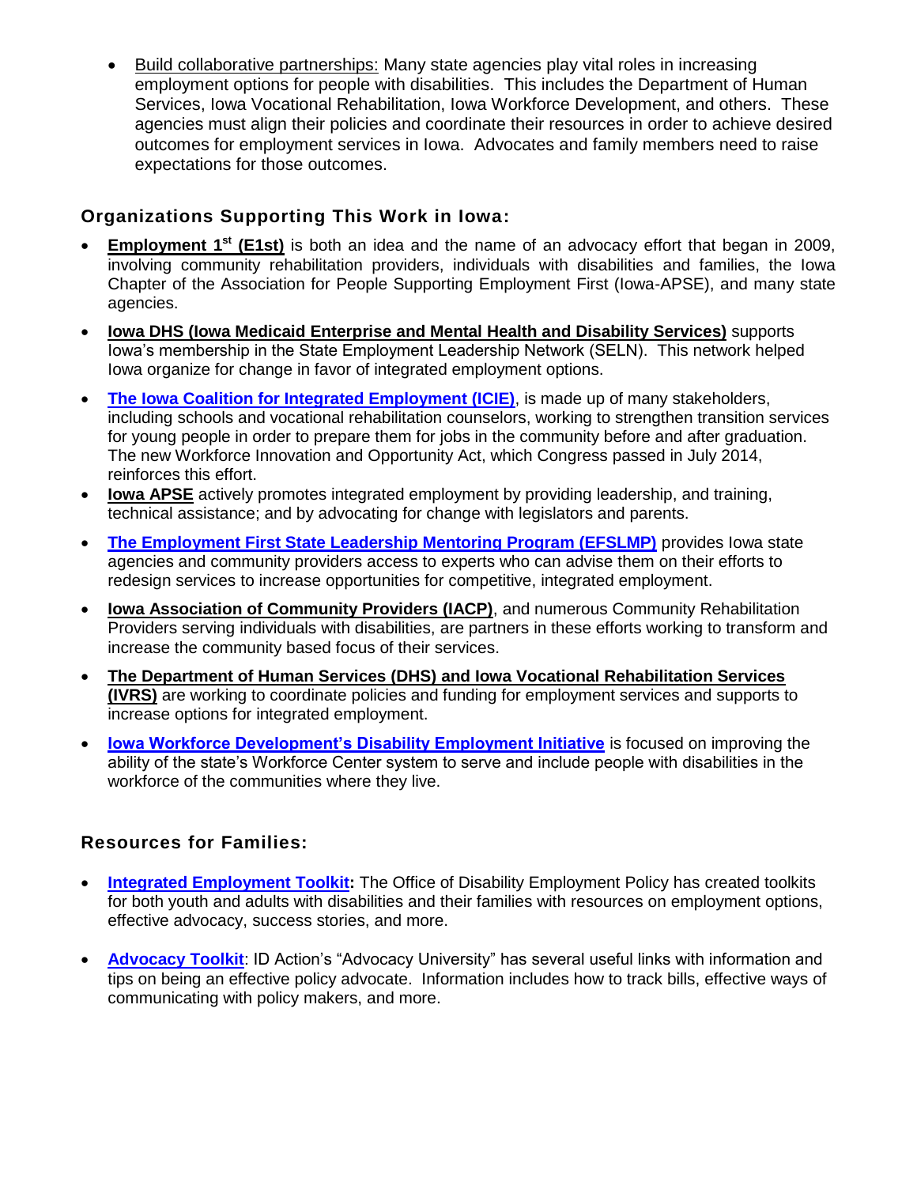- Build collaborative partnerships: Many state agencies play vital roles in increasing employment options for people with disabilities. This includes the Department of Human Services, Iowa Vocational Rehabilitation, Iowa Workforce Development, and others. These agencies must align their policies and coordinate their resources in order to achieve desired outcomes for employment services in Iowa. Advocates and family members need to raise expectations for those outcomes.

## Organizations Supporting This Work in Iowa:

- **Employment 1st (E1st)** is both an idea and the name of an advocacy effort that began in 2009, involving community rehabilitation providers, individuals with disabilities and families, the Iowa Chapter of the Association for People Supporting Employment First (Iowa-APSE), and many state agencies.
- **Iowa DHS (Iowa Medicaid Enterprise and Mental Health and Disability Services)** supports Iowa's membership in the State Employment Leadership Network (SELN). This network helped Iowa organize for change in favor of integrated employment options.
- **The Iowa Coalition for Integrated Employment (ICIE)**, is made up of many stakeholders, including schools and vocational rehabilitation counselors, working to strengthen transition services for young people in order to prepare them for jobs in the community before and after graduation. The new Workforce Innovation and Opportunity Act, which Congress passed in July 2014, reinforces this effort.
- **Iowa APSE** actively promotes integrated employment by providing leadership, and training, technical assistance; and by advocating for change with legislators and parents.
- **The Employment First State Leadership Mentoring Program (EFSLMP)** provides Iowa state agencies and community providers access to experts who can advise them on their efforts to redesign services to increase opportunities for competitive, integrated employment.
- **Iowa Association of Community Providers (IACP)**, and numerous Community Rehabilitation Providers serving individuals with disabilities, are partners in these efforts working to transform and increase the community based focus of their services.
- **The Department of Human Services (DHS) and Iowa Vocational Rehabilitation Services (IVRS)** are working to coordinate policies and funding for employment services and supports to increase options for integrated employment.
- **Iowa Workforce Development's Disability Employment Initiative** is focused on improving the ability of the state's Workforce Center system to serve and include people with disabilities in the workforce of the communities where they live.

## Resources for Families:

- **Integrated Employment Toolkit:** The Office of Disability Employment Policy has created toolkits for both youth and adults with disabilities and their families with resources on employment options, effective advocacy, success stories, and more.
- **Advocacy Toolkit**: ID Action's "Advocacy University" has several useful links with information and tips on being an effective policy advocate. Information includes how to track bills, effective ways of communicating with policy makers, and more.